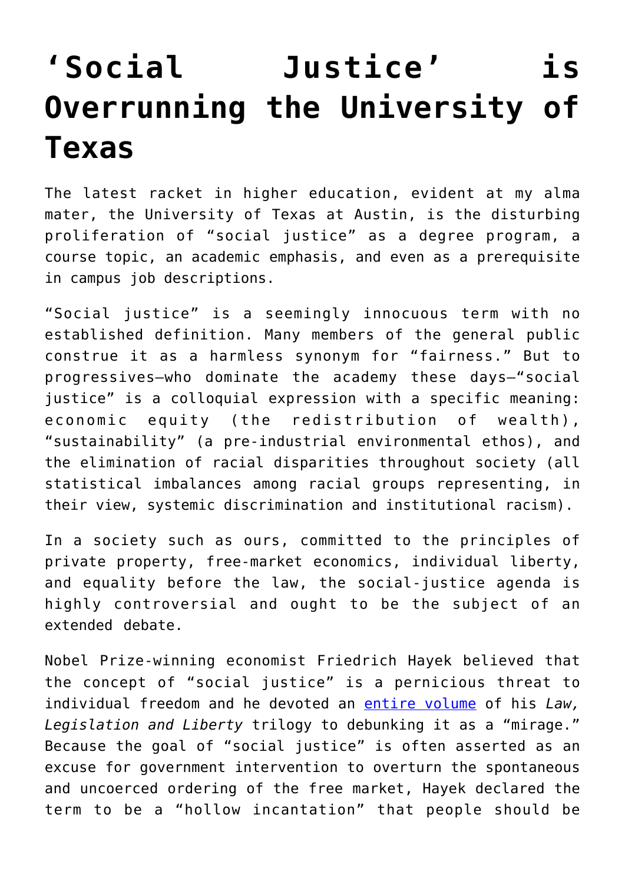# ‘Social Justice’ is Overrunning the University of Texas

The latest racket in higher education, evident at my alma mater, the University of Texas at Austin, is the disturbing proliferation of “social justice” as a degree program, a course topic, an academic emphasis, and even as a prerequisite in campus job descriptions.

“Social justice” is a seemingly innocuous term with no established definition. Many members of the general public construe it as a harmless synonym for “fairness.” But to progressives—who dominate the academy these days—“social justice” is a colloquial expression with a specific meaning: economic equity (the redistribution of wealth), “sustainability” (a pre-industrial environmental ethos), and the elimination of racial disparities throughout society (all statistical imbalances among racial groups representing, in their view, systemic discrimination and institutional racism).

In a society such as ours, committed to the principles of private property, free-market economics, individual liberty, and equality before the law, the social-justice agenda is highly controversial and ought to be the subject of an extended debate.

Nobel Prize-winning economist Friedrich Hayek believed that the concept of “social justice” is a pernicious threat to individual freedom and he devoted an entire volume of his *Law, Legislation and Liberty* trilogy to debunking it as a “mirage.” Because the goal of “social justice” is often asserted as an excuse for government intervention to overturn the spontaneous and uncoerced ordering of the free market, Hayek declared the term to be a “hollow incantation” that people should be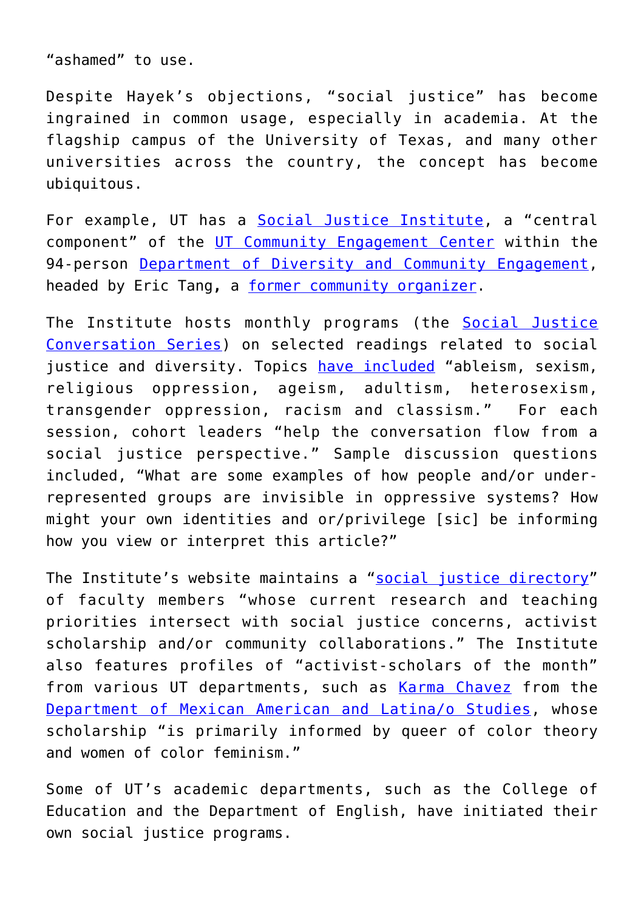"ashamed" to use.

Despite Hayek's objections, "social justice" has become ingrained in common usage, especially in academia. At the flagship campus of the University of Texas, and many other universities across the country, the concept has become ubiquitous.

For example, UT has a Social Justice Institute, a "central component" of the UT Community Engagement Center within the 94-person Department of Diversity and Community Engagement, headed by Eric Tang, a former community organizer.

The Institute hosts monthly programs (the Social Justice Conversation Series) on selected readings related to social justice and diversity. Topics have included "ableism, sexism, religious oppression, ageism, adultism, heterosexism, transgender oppression, racism and classism." For each session, cohort leaders "help the conversation flow from a social justice perspective." Sample discussion questions included, "What are some examples of how people and/or under-represented groups are invisible in oppressive systems? How might your own identities and or/privilege [sic] be informing how you view or interpret this article?"

The Institute's website maintains a "social justice directory" of faculty members "whose current research and teaching priorities intersect with social justice concerns, activist scholarship and/or community collaborations." The Institute also features profiles of "activist-scholars of the month" from various UT departments, such as Karma Chavez from the Department of Mexican American and Latina/o Studies, whose scholarship "is primarily informed by queer of color theory and women of color feminism."

Some of UT's academic departments, such as the College of Education and the Department of English, have initiated their own social justice programs.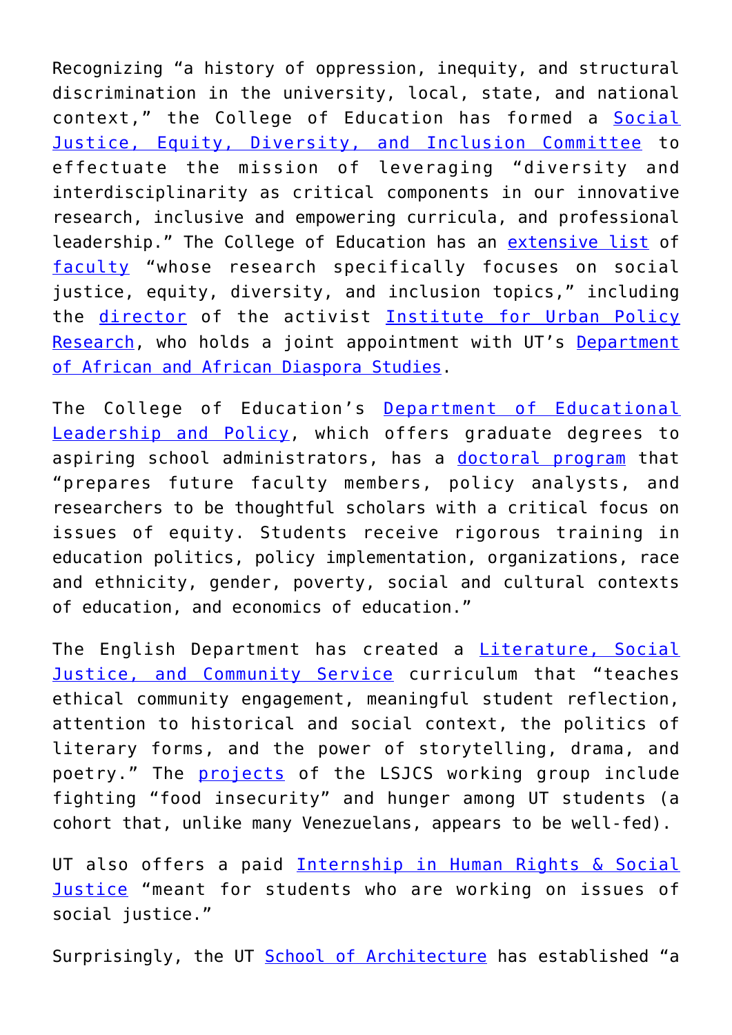Recognizing "a history of oppression, inequity, and structural discrimination in the university, local, state, and national context," the College of Education has formed a Social Justice, Equity, Diversity, and Inclusion Committee to effectuate the mission of leveraging "diversity and interdisciplinarity as critical components in our innovative research, inclusive and empowering curricula, and professional leadership." The College of Education has an extensive list of faculty "whose research specifically focuses on social justice, equity, diversity, and inclusion topics," including the director of the activist Institute for Urban Policy Research, who holds a joint appointment with UT's Department of African and African Diaspora Studies.

The College of Education's Department of Educational Leadership and Policy, which offers graduate degrees to aspiring school administrators, has a doctoral program that "prepares future faculty members, policy analysts, and researchers to be thoughtful scholars with a critical focus on issues of equity. Students receive rigorous training in education politics, policy implementation, organizations, race and ethnicity, gender, poverty, social and cultural contexts of education, and economics of education."

The English Department has created a Literature, Social Justice, and Community Service curriculum that "teaches ethical community engagement, meaningful student reflection, attention to historical and social context, the politics of literary forms, and the power of storytelling, drama, and poetry." The projects of the LSJCS working group include fighting "food insecurity" and hunger among UT students (a cohort that, unlike many Venezuelans, appears to be well-fed).

UT also offers a paid Internship in Human Rights & Social Justice "meant for students who are working on issues of social justice."

Surprisingly, the UT School of Architecture has established "a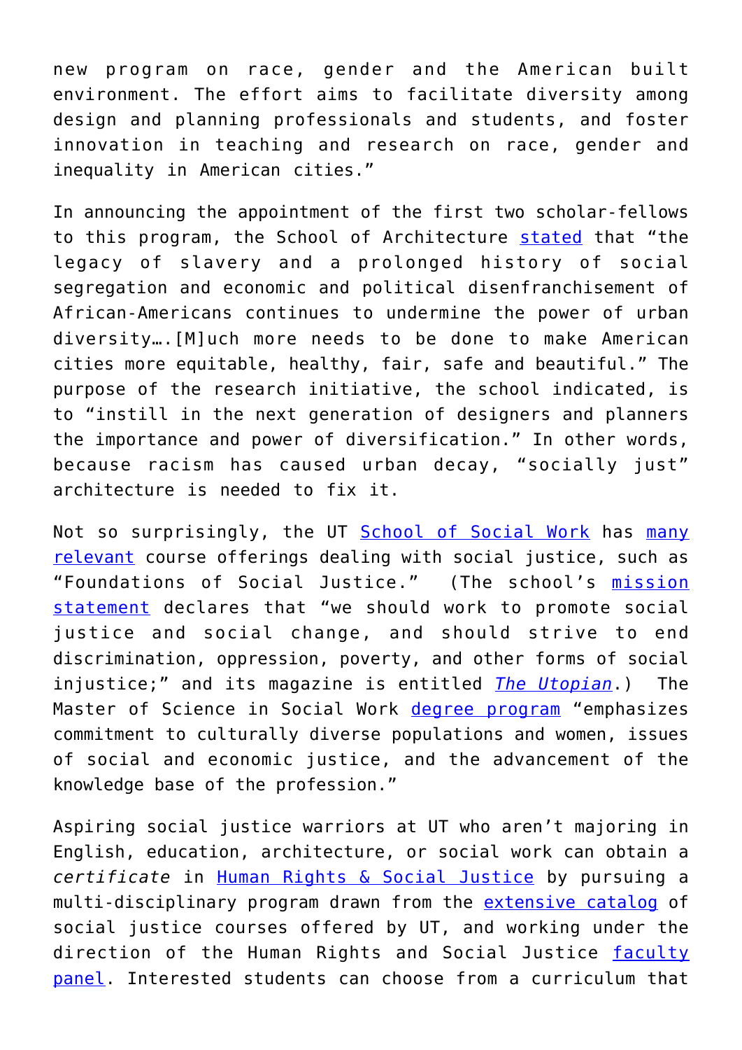new program on race, gender and the American built environment. The effort aims to facilitate diversity among design and planning professionals and students, and foster innovation in teaching and research on race, gender and inequality in American cities."

In announcing the appointment of the first two scholar-fellows to this program, the School of Architecture stated that "the legacy of slavery and a prolonged history of social segregation and economic and political disenfranchisement of African-Americans continues to undermine the power of urban diversity….[M]uch more needs to be done to make American cities more equitable, healthy, fair, safe and beautiful." The purpose of the research initiative, the school indicated, is to "instill in the next generation of designers and planners the importance and power of diversification." In other words, because racism has caused urban decay, "socially just" architecture is needed to fix it.

Not so surprisingly, the UT School of Social Work has many relevant course offerings dealing with social justice, such as "Foundations of Social Justice." (The school's mission statement declares that "we should work to promote social justice and social change, and should strive to end discrimination, oppression, poverty, and other forms of social injustice;" and its magazine is entitled *The Utopian*.) The Master of Science in Social Work degree program "emphasizes commitment to culturally diverse populations and women, issues of social and economic justice, and the advancement of the knowledge base of the profession."

Aspiring social justice warriors at UT who aren't majoring in English, education, architecture, or social work can obtain a *certificate* in Human Rights & Social Justice by pursuing a multi-disciplinary program drawn from the extensive catalog of social justice courses offered by UT, and working under the direction of the Human Rights and Social Justice faculty panel. Interested students can choose from a curriculum that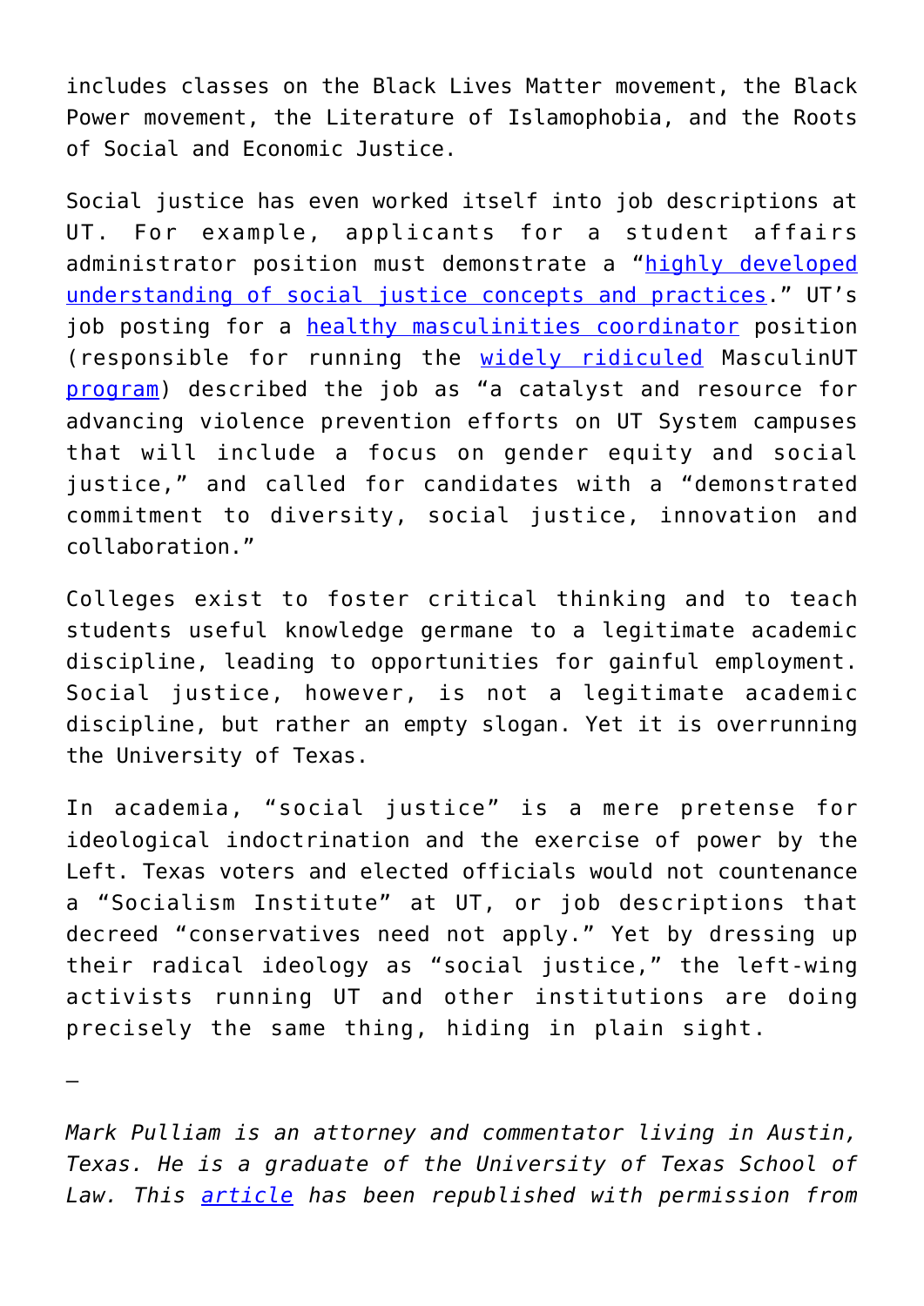includes classes on the Black Lives Matter movement, the Black Power movement, the Literature of Islamophobia, and the Roots of Social and Economic Justice.

Social justice has even worked itself into job descriptions at UT. For example, applicants for a student affairs administrator position must demonstrate a "highly developed understanding of social justice concepts and practices." UT's job posting for a healthy masculinities coordinator position (responsible for running the widely ridiculed MasculinUT program) described the job as "a catalyst and resource for advancing violence prevention efforts on UT System campuses that will include a focus on gender equity and social justice," and called for candidates with a "demonstrated commitment to diversity, social justice, innovation and collaboration."

Colleges exist to foster critical thinking and to teach students useful knowledge germane to a legitimate academic discipline, leading to opportunities for gainful employment. Social justice, however, is not a legitimate academic discipline, but rather an empty slogan. Yet it is overrunning the University of Texas.

In academia, "social justice" is a mere pretense for ideological indoctrination and the exercise of power by the Left. Texas voters and elected officials would not countenance a "Socialism Institute" at UT, or job descriptions that decreed "conservatives need not apply." Yet by dressing up their radical ideology as "social justice," the left-wing activists running UT and other institutions are doing precisely the same thing, hiding in plain sight.

—

*Mark Pulliam is an attorney and commentator living in Austin, Texas. He is a graduate of the University of Texas School of Law. This article has been republished with permission from*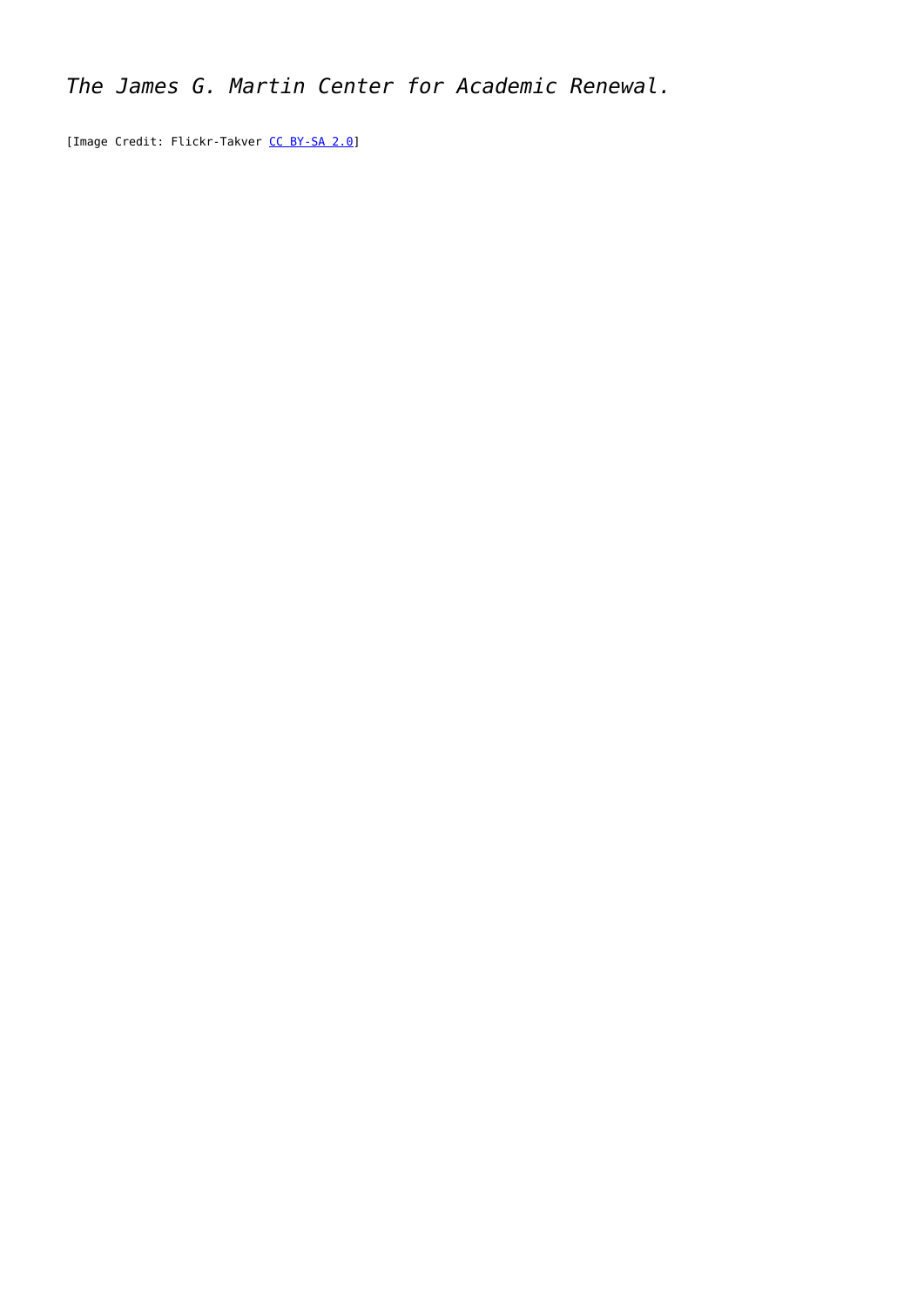*The James G. Martin Center for Academic Renewal.*

[Image Credit: Flickr-Takver CC BY-SA 2.0]